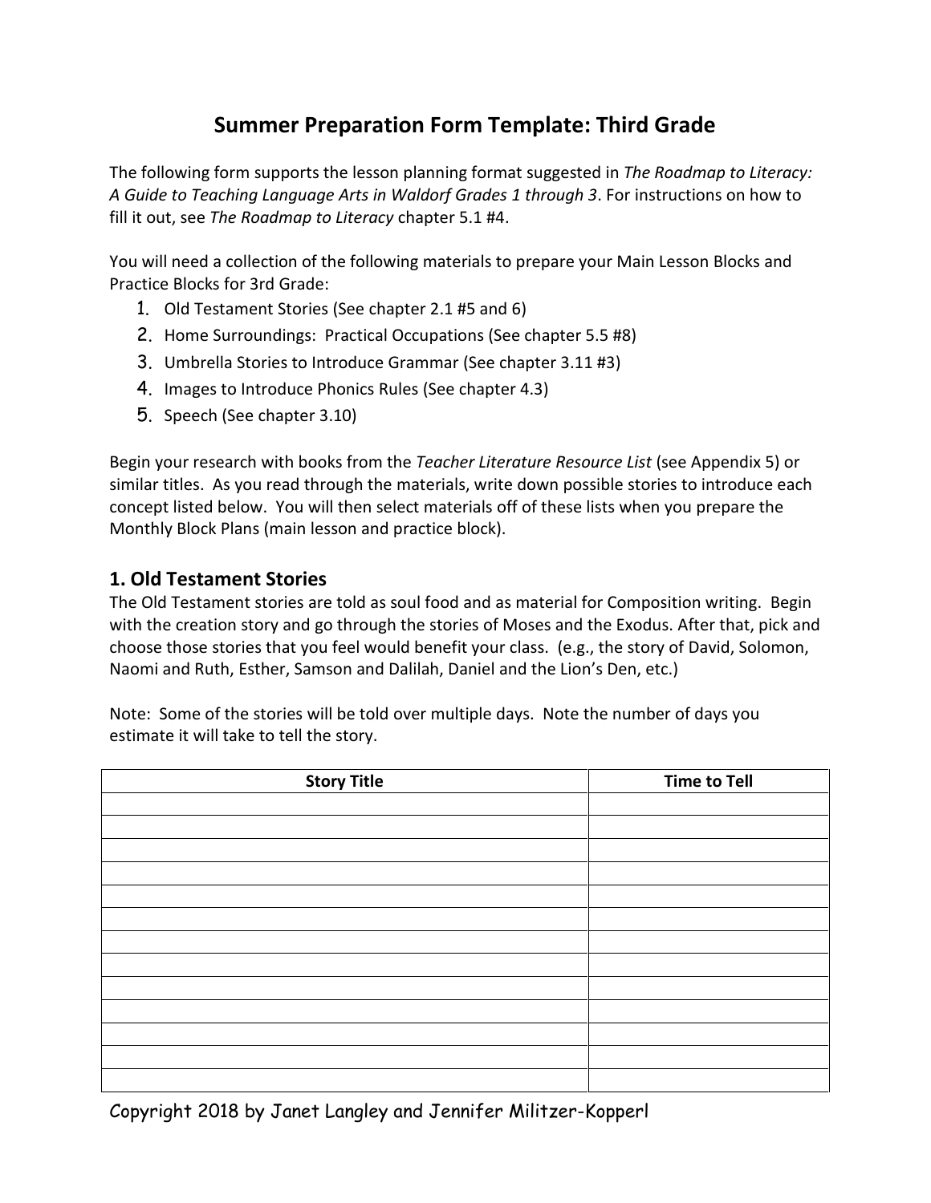# Summer Preparation Form Template: Third Grade

The following form supports the lesson planning format suggested in *The Roadmap to Literacy: A Guide to Teaching Language Arts in Waldorf Grades 1 through 3*. For instructions on how to fill it out, see *The Roadmap to Literacy* chapter 5.1 #4.

You will need a collection of the following materials to prepare your Main Lesson Blocks and Practice Blocks for 3rd Grade:

1. Old Testament Stories (See chapter 2.1 #5 and 6)
2. Home Surroundings: Practical Occupations (See chapter 5.5 #8)
3. Umbrella Stories to Introduce Grammar (See chapter 3.11 #3)
4. Images to Introduce Phonics Rules (See chapter 4.3)
5. Speech (See chapter 3.10)

Begin your research with books from the *Teacher Literature Resource List* (see Appendix 5) or similar titles. As you read through the materials, write down possible stories to introduce each concept listed below. You will then select materials off of these lists when you prepare the Monthly Block Plans (main lesson and practice block).

## 1. Old Testament Stories

The Old Testament stories are told as soul food and as material for Composition writing. Begin with the creation story and go through the stories of Moses and the Exodus. After that, pick and choose those stories that you feel would benefit your class. (e.g., the story of David, Solomon, Naomi and Ruth, Esther, Samson and Dalilah, Daniel and the Lion's Den, etc.)

Note: Some of the stories will be told over multiple days. Note the number of days you estimate it will take to tell the story.

| Story Title | Time to Tell |
|---|---|
| | |
| | |
| | |
| | |
| | |
| | |
| | |
| | |
| | |
| | |
| | |
| | |
| | |

Copyright 2018 by Janet Langley and Jennifer Militzer-Kopperl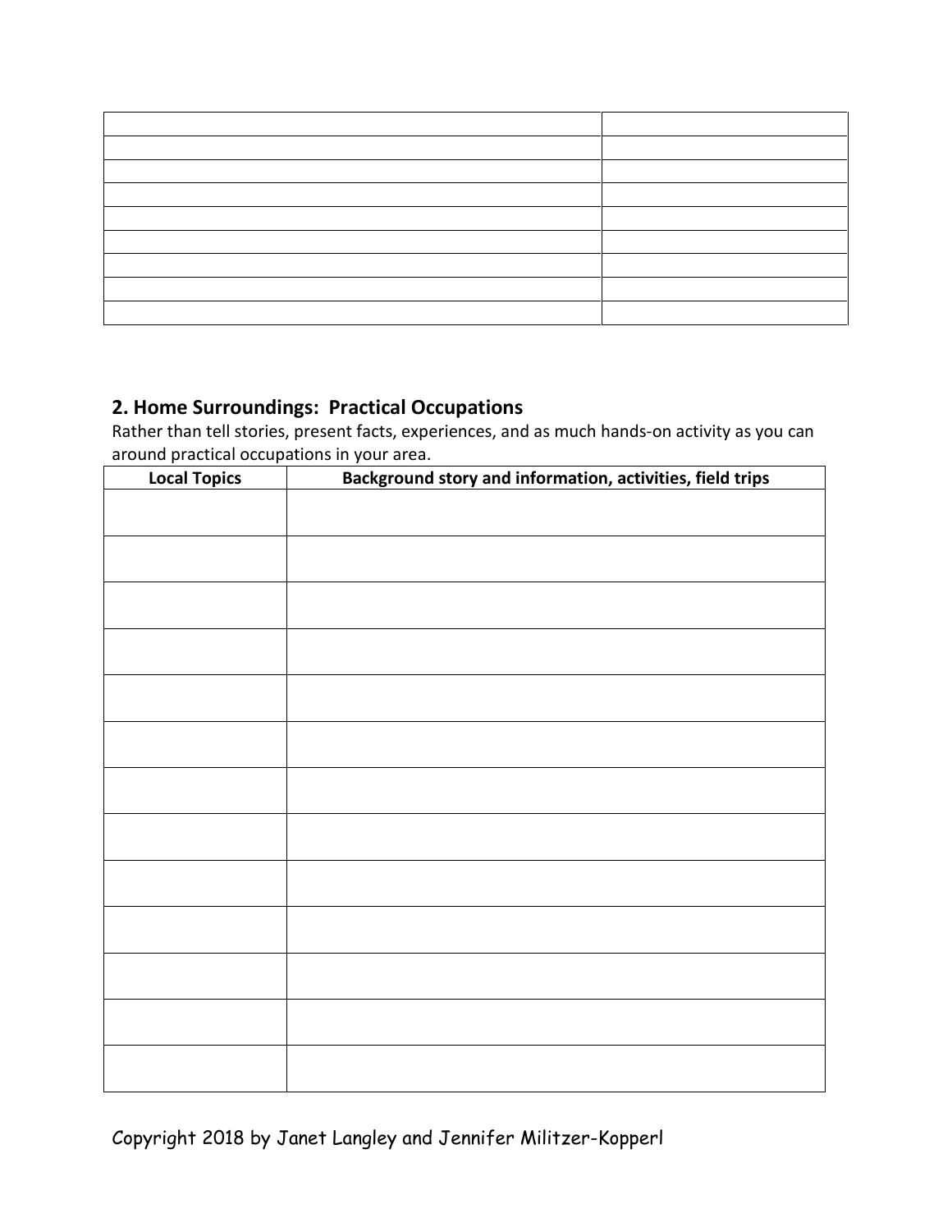| | |
|---|---|
| | |
| | |
| | |
| | |
| | |
| | |
| | |
| | |

## 2. Home Surroundings: Practical Occupations

Rather than tell stories, present facts, experiences, and as much hands-on activity as you can around practical occupations in your area.

| Local Topics | Background story and information, activities, field trips |
|---|---|
| | |
| | |
| | |
| | |
| | |
| | |
| | |
| | |
| | |
| | |
| | |
| | |
| | |

Copyright 2018 by Janet Langley and Jennifer Militzer-Kopperl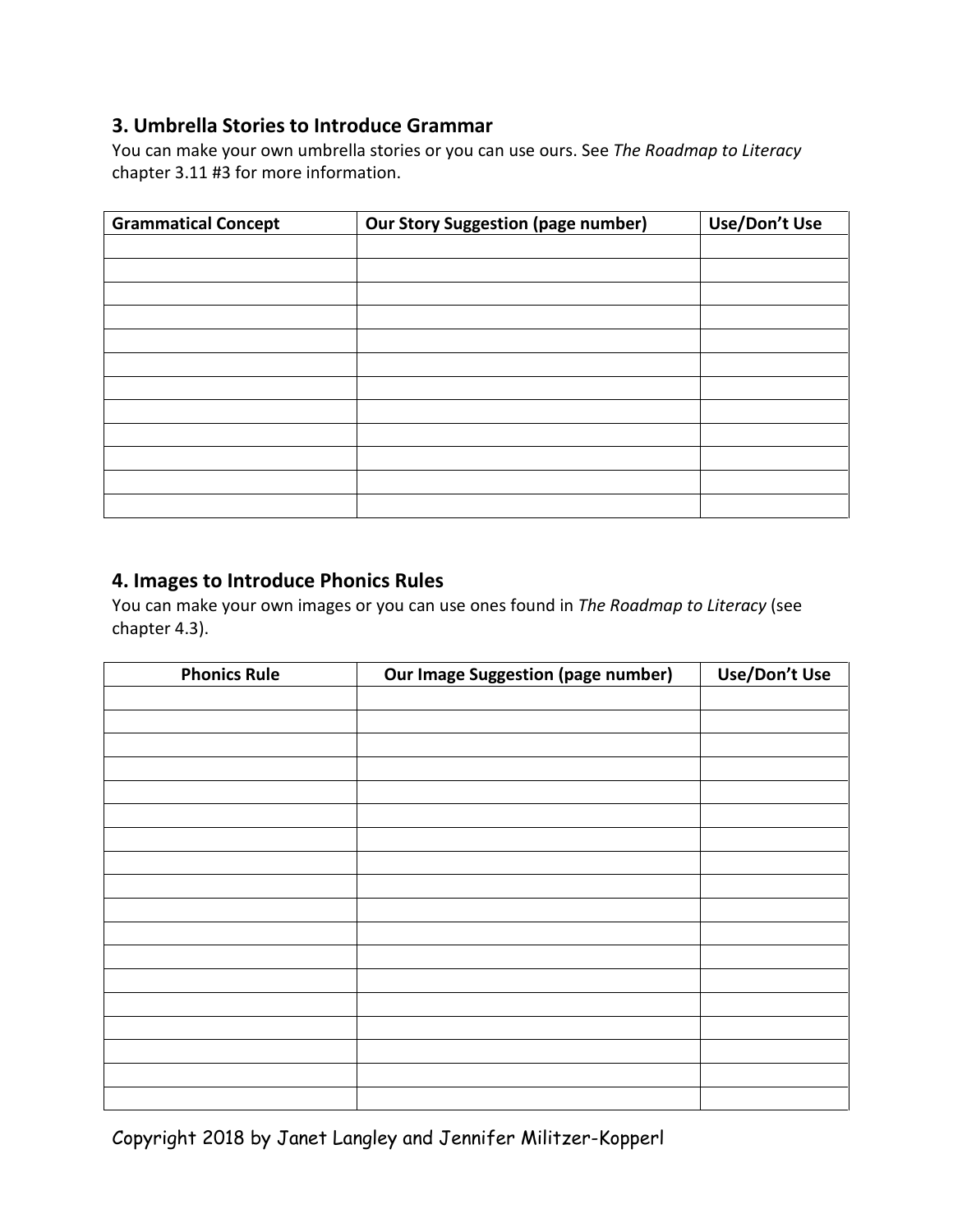## 3. Umbrella Stories to Introduce Grammar

You can make your own umbrella stories or you can use ours. See *The Roadmap to Literacy* chapter 3.11 #3 for more information.

| Grammatical Concept | Our Story Suggestion (page number) | Use/Don't Use |
|---|---|---|
| | | |
| | | |
| | | |
| | | |
| | | |
| | | |
| | | |
| | | |
| | | |
| | | |
| | | |
| | | |

## 4. Images to Introduce Phonics Rules

You can make your own images or you can use ones found in *The Roadmap to Literacy* (see chapter 4.3).

| Phonics Rule | Our Image Suggestion (page number) | Use/Don't Use |
|---|---|---|
| | | |
| | | |
| | | |
| | | |
| | | |
| | | |
| | | |
| | | |
| | | |
| | | |
| | | |
| | | |
| | | |
| | | |
| | | |
| | | |
| | | |
| | | |

Copyright 2018 by Janet Langley and Jennifer Militzer-Kopperl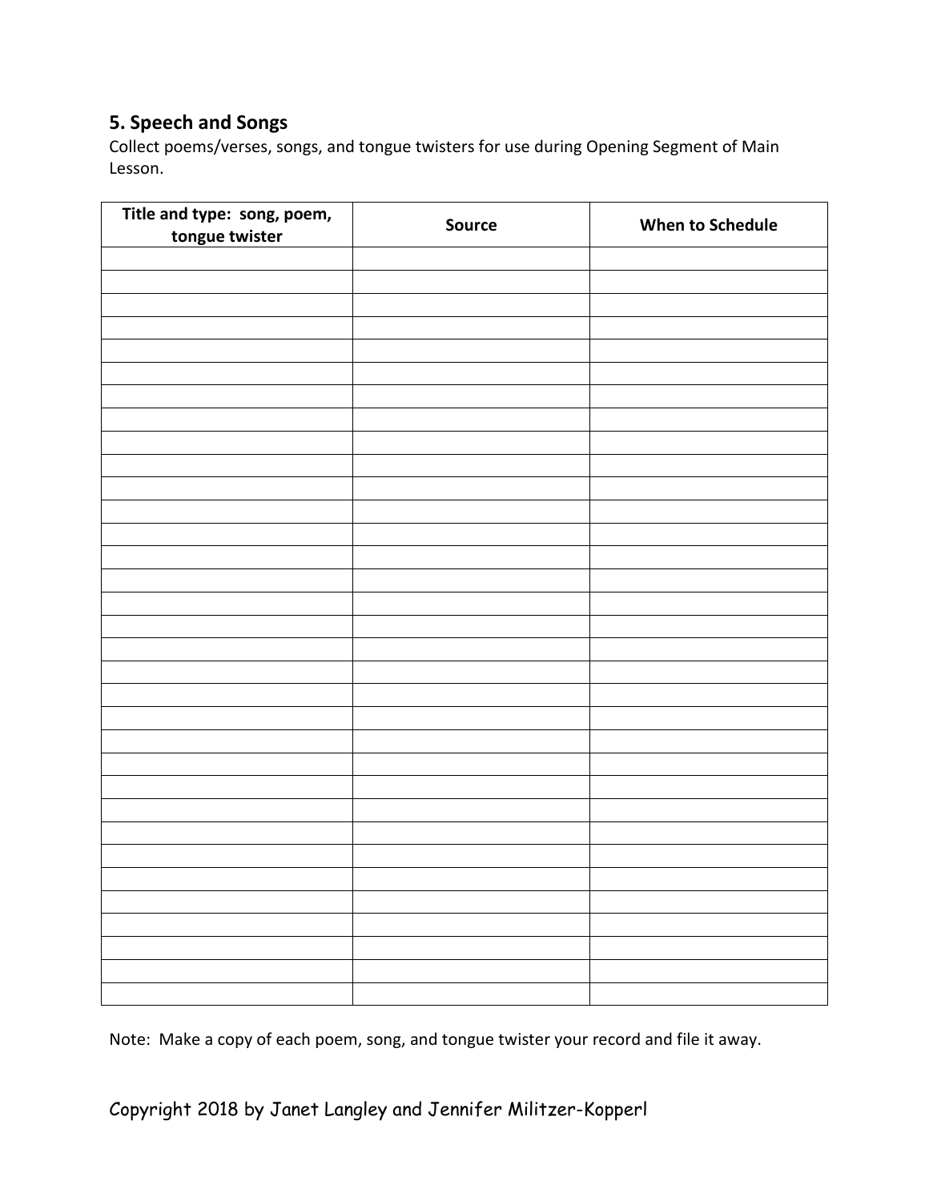## 5. Speech and Songs

Collect poems/verses, songs, and tongue twisters for use during Opening Segment of Main Lesson.

| Title and type: song, poem, tongue twister | Source | When to Schedule |
|---|---|---|
| | | |
| | | |
| | | |
| | | |
| | | |
| | | |
| | | |
| | | |
| | | |
| | | |
| | | |
| | | |
| | | |
| | | |
| | | |
| | | |
| | | |
| | | |
| | | |
| | | |
| | | |
| | | |
| | | |
| | | |
| | | |
| | | |
| | | |
| | | |
| | | |
| | | |
| | | |
| | | |
| | | |

Note: Make a copy of each poem, song, and tongue twister your record and file it away.

Copyright 2018 by Janet Langley and Jennifer Militzer-Kopperl